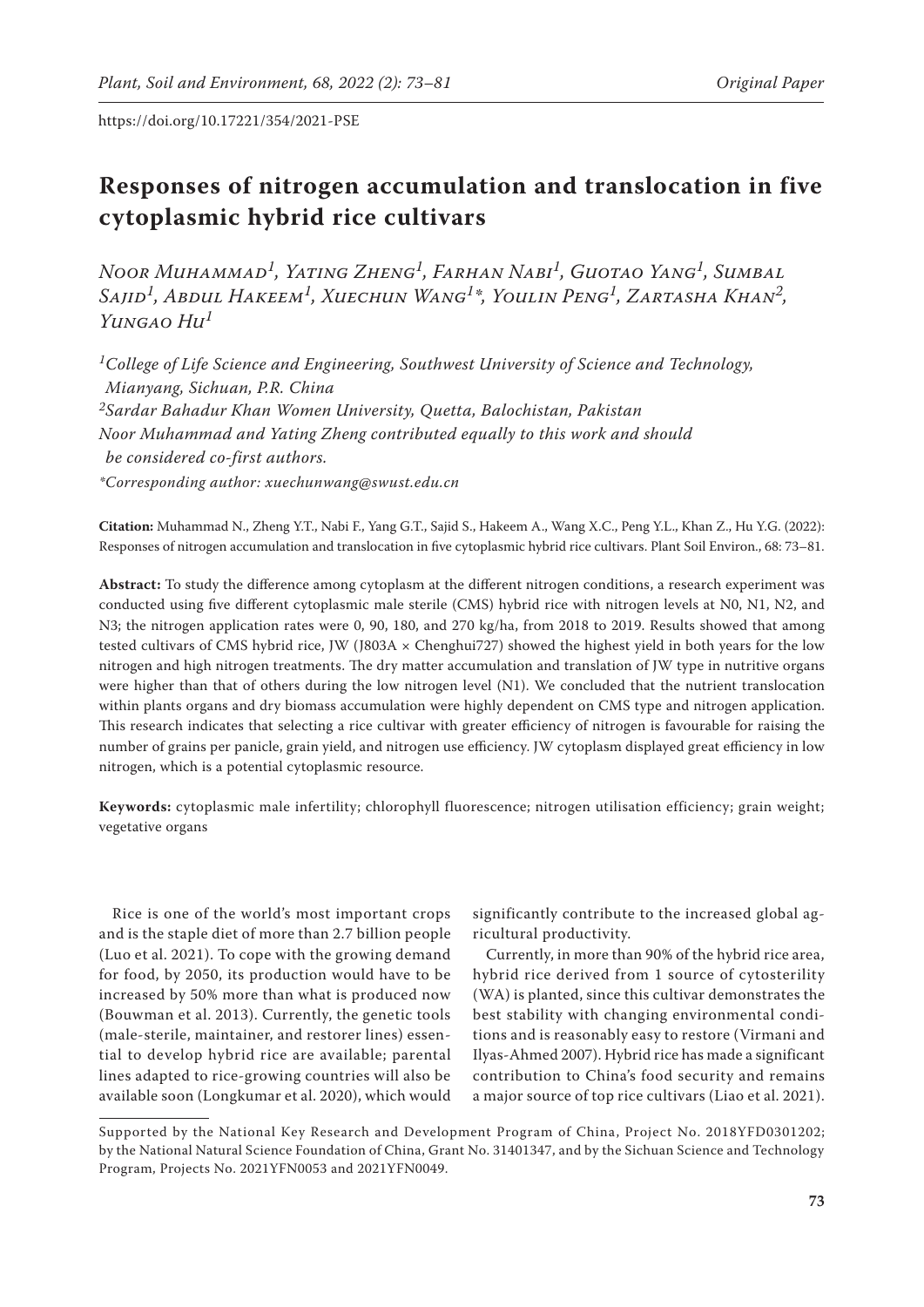https://doi.org/10.17221/354/2021-PSE

# Responses of nitrogen accumulation and translocation in five cytoplasmic hybrid rice cultivars

*Noor Muhammad[1], Yating Zheng[1], Farhan Nabi[1], Guotao Yang[1], Sumbal Sajid[1], Abdul Hakeem[1], Xuechun Wang[1]*, Youlin Peng[1], Zartasha Khan[2], Yungao Hu[1]*

*[1]College of Life Science and Engineering, Southwest University of Science and Technology, Mianyang, Sichuan, P.R. China*
*[2]Sardar Bahadur Khan Women University, Quetta, Balochistan, Pakistan*
*Noor Muhammad and Yating Zheng contributed equally to this work and should be considered co-first authors.*
*\*Corresponding author: xuechunwang@swust.edu.cn*

**Citation:** Muhammad N., Zheng Y.T., Nabi F., Yang G.T., Sajid S., Hakeem A., Wang X.C., Peng Y.L., Khan Z., Hu Y.G. (2022): Responses of nitrogen accumulation and translocation in five cytoplasmic hybrid rice cultivars. Plant Soil Environ., 68: 73–81.

**Abstract:** To study the difference among cytoplasm at the different nitrogen conditions, a research experiment was conducted using five different cytoplasmic male sterile (CMS) hybrid rice with nitrogen levels at N0, N1, N2, and N3; the nitrogen application rates were 0, 90, 180, and 270 kg/ha, from 2018 to 2019. Results showed that among tested cultivars of CMS hybrid rice, JW (J803A × Chenghui727) showed the highest yield in both years for the low nitrogen and high nitrogen treatments. The dry matter accumulation and translation of JW type in nutritive organs were higher than that of others during the low nitrogen level (N1). We concluded that the nutrient translocation within plants organs and dry biomass accumulation were highly dependent on CMS type and nitrogen application. This research indicates that selecting a rice cultivar with greater efficiency of nitrogen is favourable for raising the number of grains per panicle, grain yield, and nitrogen use efficiency. JW cytoplasm displayed great efficiency in low nitrogen, which is a potential cytoplasmic resource.

**Keywords:** cytoplasmic male infertility; chlorophyll fluorescence; nitrogen utilisation efficiency; grain weight; vegetative organs

Rice is one of the world's most important crops and is the staple diet of more than 2.7 billion people (Luo et al. 2021). To cope with the growing demand for food, by 2050, its production would have to be increased by 50% more than what is produced now (Bouwman et al. 2013). Currently, the genetic tools (male-sterile, maintainer, and restorer lines) essential to develop hybrid rice are available; parental lines adapted to rice-growing countries will also be available soon (Longkumar et al. 2020), which would significantly contribute to the increased global agricultural productivity.

Currently, in more than 90% of the hybrid rice area, hybrid rice derived from 1 source of cytosterility (WA) is planted, since this cultivar demonstrates the best stability with changing environmental conditions and is reasonably easy to restore (Virmani and Ilyas-Ahmed 2007). Hybrid rice has made a significant contribution to China's food security and remains a major source of top rice cultivars (Liao et al. 2021).

Supported by the National Key Research and Development Program of China, Project No. 2018YFD0301202; by the National Natural Science Foundation of China, Grant No. 31401347, and by the Sichuan Science and Technology Program, Projects No. 2021YFN0053 and 2021YFN0049.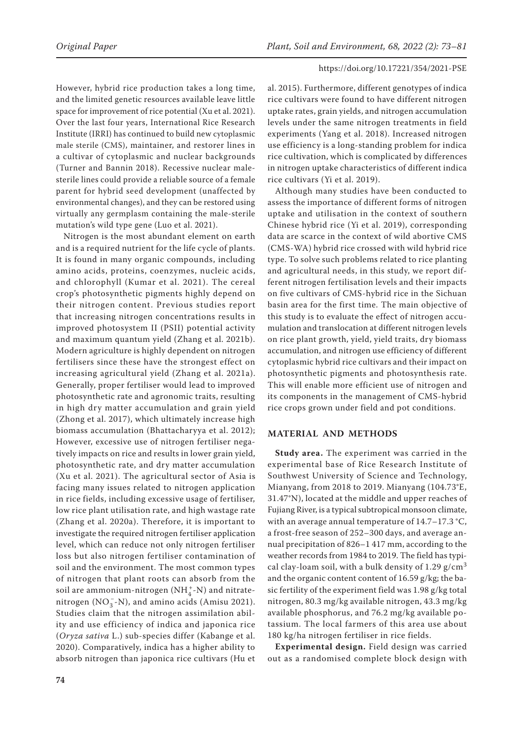However, hybrid rice production takes a long time, and the limited genetic resources available leave little space for improvement of rice potential (Xu et al. 2021). Over the last four years, International Rice Research Institute (IRRI) has continued to build new cytoplasmic male sterile (CMS), maintainer, and restorer lines in a cultivar of cytoplasmic and nuclear backgrounds (Turner and Bannin 2018). Recessive nuclear male-sterile lines could provide a reliable source of a female parent for hybrid seed development (unaffected by environmental changes), and they can be restored using virtually any germplasm containing the male-sterile mutation's wild type gene (Luo et al. 2021).

Nitrogen is the most abundant element on earth and is a required nutrient for the life cycle of plants. It is found in many organic compounds, including amino acids, proteins, coenzymes, nucleic acids, and chlorophyll (Kumar et al. 2021). The cereal crop's photosynthetic pigments highly depend on their nitrogen content. Previous studies report that increasing nitrogen concentrations results in improved photosystem II (PSII) potential activity and maximum quantum yield (Zhang et al. 2021b). Modern agriculture is highly dependent on nitrogen fertilisers since these have the strongest effect on increasing agricultural yield (Zhang et al. 2021a). Generally, proper fertiliser would lead to improved photosynthetic rate and agronomic traits, resulting in high dry matter accumulation and grain yield (Zhong et al. 2017), which ultimately increase high biomass accumulation (Bhattacharyya et al. 2012); However, excessive use of nitrogen fertiliser negatively impacts on rice and results in lower grain yield, photosynthetic rate, and dry matter accumulation (Xu et al. 2021). The agricultural sector of Asia is facing many issues related to nitrogen application in rice fields, including excessive usage of fertiliser, low rice plant utilisation rate, and high wastage rate (Zhang et al. 2020a). Therefore, it is important to investigate the required nitrogen fertiliser application level, which can reduce not only nitrogen fertiliser loss but also nitrogen fertiliser contamination of soil and the environment. The most common types of nitrogen that plant roots can absorb from the soil are ammonium-nitrogen ($NH_4^+$-N) and nitrate-nitrogen ($NO_3^-$-N), and amino acids (Amisu 2021). Studies claim that the nitrogen assimilation ability and use efficiency of indica and japonica rice (*Oryza sativa* L.) sub-species differ (Kabange et al. 2020). Comparatively, indica has a higher ability to absorb nitrogen than japonica rice cultivars (Hu et al. 2015). Furthermore, different genotypes of indica rice cultivars were found to have different nitrogen uptake rates, grain yields, and nitrogen accumulation levels under the same nitrogen treatments in field experiments (Yang et al. 2018). Increased nitrogen use efficiency is a long-standing problem for indica rice cultivation, which is complicated by differences in nitrogen uptake characteristics of different indica rice cultivars (Yi et al. 2019).

Although many studies have been conducted to assess the importance of different forms of nitrogen uptake and utilisation in the context of southern Chinese hybrid rice (Yi et al. 2019), corresponding data are scarce in the context of wild abortive CMS (CMS-WA) hybrid rice crossed with wild hybrid rice type. To solve such problems related to rice planting and agricultural needs, in this study, we report different nitrogen fertilisation levels and their impacts on five cultivars of CMS-hybrid rice in the Sichuan basin area for the first time. The main objective of this study is to evaluate the effect of nitrogen accumulation and translocation at different nitrogen levels on rice plant growth, yield, yield traits, dry biomass accumulation, and nitrogen use efficiency of different cytoplasmic hybrid rice cultivars and their impact on photosynthetic pigments and photosynthesis rate. This will enable more efficient use of nitrogen and its components in the management of CMS-hybrid rice crops grown under field and pot conditions.

## MATERIAL AND METHODS

**Study area.** The experiment was carried in the experimental base of Rice Research Institute of Southwest University of Science and Technology, Mianyang, from 2018 to 2019. Mianyang (104.73°E, 31.47°N), located at the middle and upper reaches of Fujiang River, is a typical subtropical monsoon climate, with an average annual temperature of 14.7–17.3 °C, a frost-free season of 252–300 days, and average annual precipitation of 826–1 417 mm, according to the weather records from 1984 to 2019. The field has typical clay-loam soil, with a bulk density of 1.29 g/cm$^3$ and the organic content content of 16.59 g/kg; the basic fertility of the experiment field was 1.98 g/kg total nitrogen, 80.3 mg/kg available nitrogen, 43.3 mg/kg available phosphorus, and 76.2 mg/kg available potassium. The local farmers of this area use about 180 kg/ha nitrogen fertiliser in rice fields.

**Experimental design.** Field design was carried out as a randomised complete block design with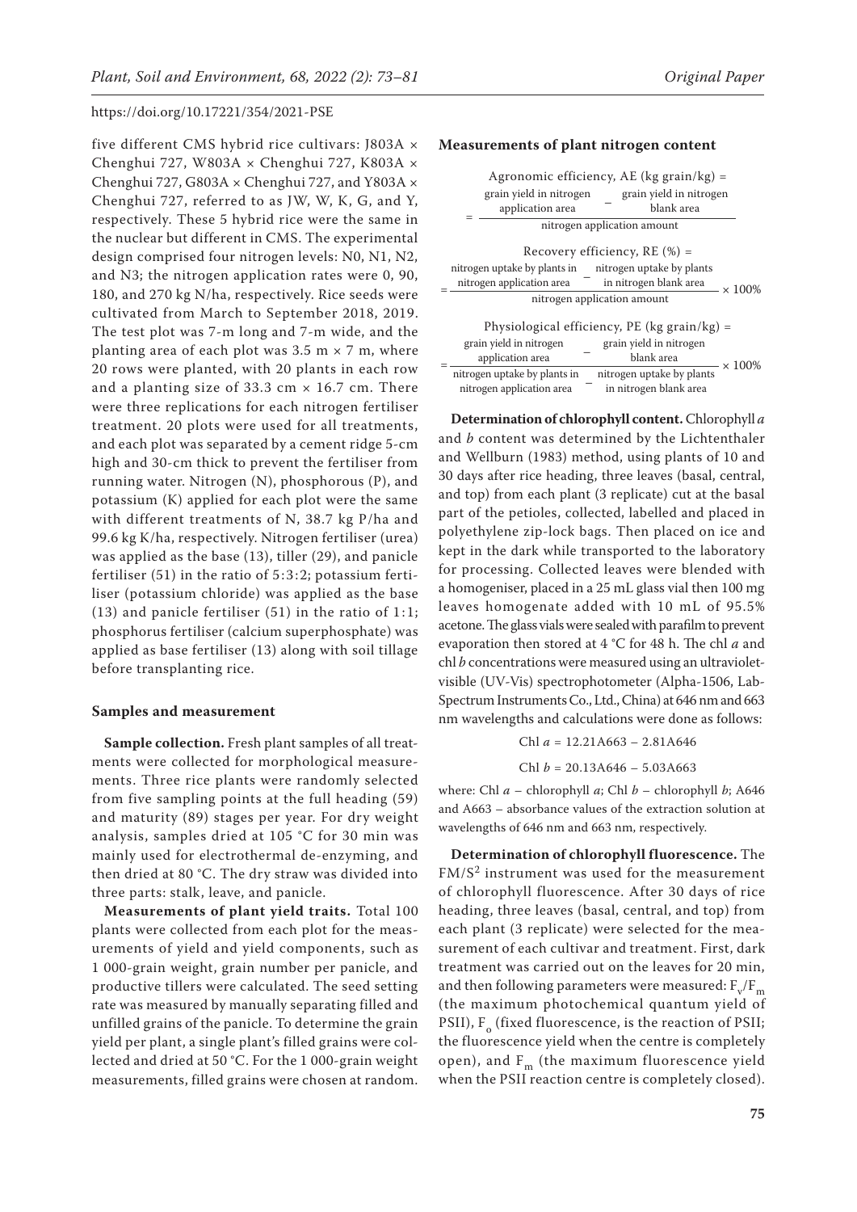five different CMS hybrid rice cultivars: J803A × Chenghui 727, W803A × Chenghui 727, K803A × Chenghui 727, G803A × Chenghui 727, and Y803A × Chenghui 727, referred to as JW, W, K, G, and Y, respectively. These 5 hybrid rice were the same in the nuclear but different in CMS. The experimental design comprised four nitrogen levels: N0, N1, N2, and N3; the nitrogen application rates were 0, 90, 180, and 270 kg N/ha, respectively. Rice seeds were cultivated from March to September 2018, 2019. The test plot was 7-m long and 7-m wide, and the planting area of each plot was 3.5 m × 7 m, where 20 rows were planted, with 20 plants in each row and a planting size of 33.3 cm × 16.7 cm. There were three replications for each nitrogen fertiliser treatment. 20 plots were used for all treatments, and each plot was separated by a cement ridge 5-cm high and 30-cm thick to prevent the fertiliser from running water. Nitrogen (N), phosphorous (P), and potassium (K) applied for each plot were the same with different treatments of N, 38.7 kg P/ha and 99.6 kg K/ha, respectively. Nitrogen fertiliser (urea) was applied as the base (13), tiller (29), and panicle fertiliser (51) in the ratio of 5:3:2; potassium fertiliser (potassium chloride) was applied as the base (13) and panicle fertiliser (51) in the ratio of 1:1; phosphorus fertiliser (calcium superphosphate) was applied as base fertiliser (13) along with soil tillage before transplanting rice.

### Samples and measurement

**Sample collection.** Fresh plant samples of all treatments were collected for morphological measurements. Three rice plants were randomly selected from five sampling points at the full heading (59) and maturity (89) stages per year. For dry weight analysis, samples dried at 105 °C for 30 min was mainly used for electrothermal de-enzyming, and then dried at 80 °C. The dry straw was divided into three parts: stalk, leave, and panicle.

**Measurements of plant yield traits.** Total 100 plants were collected from each plot for the measurements of yield and yield components, such as 1 000-grain weight, grain number per panicle, and productive tillers were calculated. The seed setting rate was measured by manually separating filled and unfilled grains of the panicle. To determine the grain yield per plant, a single plant's filled grains were collected and dried at 50 °C. For the 1 000-grain weight measurements, filled grains were chosen at random.

### Measurements of plant nitrogen content

Agronomic efficiency, AE (kg grain/kg) =

$$= \frac{\text{grain yield in nitrogen application area} - \text{grain yield in nitrogen blank area}}{\text{nitrogen application amount}}$$

Recovery efficiency, RE (%) =

$$= \frac{\text{nitrogen uptake by plants in nitrogen application area} - \text{nitrogen uptake by plants in nitrogen blank area}}{\text{nitrogen application amount}} \times 100\%$$

Physiological efficiency, PE (kg grain/kg) =

$$= \frac{\text{grain yield in nitrogen application area} - \text{grain yield in nitrogen blank area}}{\text{nitrogen uptake by plants in nitrogen application area} - \text{nitrogen uptake by plants in nitrogen blank area}} \times 100\%$$

**Determination of chlorophyll content.** Chlorophyll *a* and *b* content was determined by the Lichtenthaler and Wellburn (1983) method, using plants of 10 and 30 days after rice heading, three leaves (basal, central, and top) from each plant (3 replicate) cut at the basal part of the petioles, collected, labelled and placed in polyethylene zip-lock bags. Then placed on ice and kept in the dark while transported to the laboratory for processing. Collected leaves were blended with a homogeniser, placed in a 25 mL glass vial then 100 mg leaves homogenate added with 10 mL of 95.5% acetone. The glass vials were sealed with parafilm to prevent evaporation then stored at 4 °C for 48 h. The chl *a* and chl *b* concentrations were measured using an ultraviolet-visible (UV-Vis) spectrophotometer (Alpha-1506, Lab-Spectrum Instruments Co., Ltd., China) at 646 nm and 663 nm wavelengths and calculations were done as follows:

$$\text{Chl } a = 12.21\text{A663} - 2.81\text{A646}$$

$$\text{Chl } b = 20.13\text{A646} - 5.03\text{A663}$$

where: Chl *a* – chlorophyll *a*; Chl *b* – chlorophyll *b*; A646 and A663 – absorbance values of the extraction solution at wavelengths of 646 nm and 663 nm, respectively.

**Determination of chlorophyll fluorescence.** The $FM/S^2$ instrument was used for the measurement of chlorophyll fluorescence. After 30 days of rice heading, three leaves (basal, central, and top) from each plant (3 replicate) were selected for the measurement of each cultivar and treatment. First, dark treatment was carried out on the leaves for 20 min, and then following parameters were measured: $F_v/F_m$ (the maximum photochemical quantum yield of PSII), $F_o$ (fixed fluorescence, is the reaction of PSII; the fluorescence yield when the centre is completely open), and $F_m$ (the maximum fluorescence yield when the PSII reaction centre is completely closed).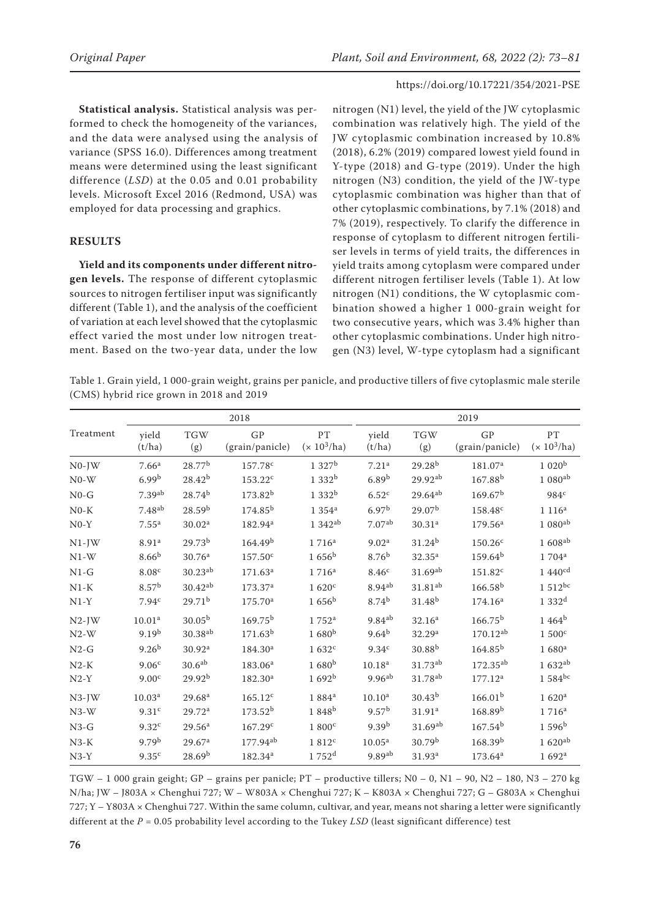**Statistical analysis.** Statistical analysis was performed to check the homogeneity of the variances, and the data were analysed using the analysis of variance (SPSS 16.0). Differences among treatment means were determined using the least significant difference (*LSD*) at the 0.05 and 0.01 probability levels. Microsoft Excel 2016 (Redmond, USA) was employed for data processing and graphics.

## RESULTS

**Yield and its components under different nitrogen levels.** The response of different cytoplasmic sources to nitrogen fertiliser input was significantly different (Table 1), and the analysis of the coefficient of variation at each level showed that the cytoplasmic effect varied the most under low nitrogen treatment. Based on the two-year data, under the low nitrogen (N1) level, the yield of the JW cytoplasmic combination was relatively high. The yield of the JW cytoplasmic combination increased by 10.8% (2018), 6.2% (2019) compared lowest yield found in Y-type (2018) and G-type (2019). Under the high nitrogen (N3) condition, the yield of the JW-type cytoplasmic combination was higher than that of other cytoplasmic combinations, by 7.1% (2018) and 7% (2019), respectively. To clarify the difference in response of cytoplasm to different nitrogen fertiliser levels in terms of yield traits, the differences in yield traits among cytoplasm were compared under different nitrogen fertiliser levels (Table 1). At low nitrogen (N1) conditions, the W cytoplasmic combination showed a higher 1 000-grain weight for two consecutive years, which was 3.4% higher than other cytoplasmic combinations. Under high nitrogen (N3) level, W-type cytoplasm had a significant

Table 1. Grain yield, 1 000-grain weight, grains per panicle, and productive tillers of five cytoplasmic male sterile (CMS) hybrid rice grown in 2018 and 2019

| Treatment | 2018 | | | | 2019 | | | |
|---|---|---|---|---|---|---|---|---|
| | yield (t/ha) | TGW (g) | GP (grain/panicle) | PT ($\times 10^3$/ha) | yield (t/ha) | TGW (g) | GP (grain/panicle) | PT ($\times 10^3$/ha) |
| N0-JW | 7.66[a] | 28.77[b] | 157.78[c] | 1 327[b] | 7.21[a] | 29.28[b] | 181.07[a] | 1 020[b] |
| N0-W | 6.99[b] | 28.42[b] | 153.22[c] | 1 332[b] | 6.89[b] | 29.92[ab] | 167.88[b] | 1 080[ab] |
| N0-G | 7.39[ab] | 28.74[b] | 173.82[b] | 1 332[b] | 6.52[c] | 29.64[ab] | 169.67[b] | 984[c] |
| N0-K | 7.48[ab] | 28.59[b] | 174.85[b] | 1 354[a] | 6.97[b] | 29.07[b] | 158.48[c] | 1 116[a] |
| N0-Y | 7.55[a] | 30.02[a] | 182.94[a] | 1 342[ab] | 7.07[ab] | 30.31[a] | 179.56[a] | 1 080[ab] |
| N1-JW | 8.91[a] | 29.73[b] | 164.49[b] | 1 716[a] | 9.02[a] | 31.24[b] | 150.26[c] | 1 608[ab] |
| N1-W | 8.66[b] | 30.76[a] | 157.50[c] | 1 656[b] | 8.76[b] | 32.35[a] | 159.64[b] | 1 704[a] |
| N1-G | 8.08[c] | 30.23[ab] | 171.63[a] | 1 716[a] | 8.46[c] | 31.69[ab] | 151.82[c] | 1 440[cd] |
| N1-K | 8.57[b] | 30.42[ab] | 173.37[a] | 1 620[c] | 8.94[ab] | 31.81[ab] | 166.58[b] | 1 512[bc] |
| N1-Y | 7.94[c] | 29.71[b] | 175.70[a] | 1 656[b] | 8.74[b] | 31.48[b] | 174.16[a] | 1 332[d] |
| N2-JW | 10.01[a] | 30.05[b] | 169.75[b] | 1 752[a] | 9.84[ab] | 32.16[a] | 166.75[b] | 1 464[b] |
| N2-W | 9.19[b] | 30.38[ab] | 171.63[b] | 1 680[b] | 9.64[b] | 32.29[a] | 170.12[ab] | 1 500[c] |
| N2-G | 9.26[b] | 30.92[a] | 184.30[a] | 1 632[c] | 9.34[c] | 30.88[b] | 164.85[b] | 1 680[a] |
| N2-K | 9.06[c] | 30.6[ab] | 183.06[a] | 1 680[b] | 10.18[a] | 31.73[ab] | 172.35[ab] | 1 632[ab] |
| N2-Y | 9.00[c] | 29.92[b] | 182.30[a] | 1 692[b] | 9.96[ab] | 31.78[ab] | 177.12[a] | 1 584[bc] |
| N3-JW | 10.03[a] | 29.68[a] | 165.12[c] | 1 884[a] | 10.10[a] | 30.43[b] | 166.01[b] | 1 620[a] |
| N3-W | 9.31[c] | 29.72[a] | 173.52[b] | 1 848[b] | 9.57[b] | 31.91[a] | 168.89[b] | 1 716[a] |
| N3-G | 9.32[c] | 29.56[a] | 167.29[c] | 1 800[c] | 9.39[b] | 31.69[ab] | 167.54[b] | 1 596[b] |
| N3-K | 9.79[b] | 29.67[a] | 177.94[ab] | 1 812[c] | 10.05[a] | 30.79[b] | 168.39[b] | 1 620[ab] |
| N3-Y | 9.35[c] | 28.69[b] | 182.34[a] | 1 752[d] | 9.89[ab] | 31.93[a] | 173.64[a] | 1 692[a] |

TGW – 1 000 grain geight; GP – grains per panicle; PT – productive tillers; N0 – 0, N1 – 90, N2 – 180, N3 – 270 kg N/ha; JW – J803A × Chenghui 727; W – W803A × Chenghui 727; K – K803A × Chenghui 727; G – G803A × Chenghui 727; Y – Y803A × Chenghui 727. Within the same column, cultivar, and year, means not sharing a letter were significantly different at the $P = 0.05$ probability level according to the Tukey *LSD* (least significant difference) test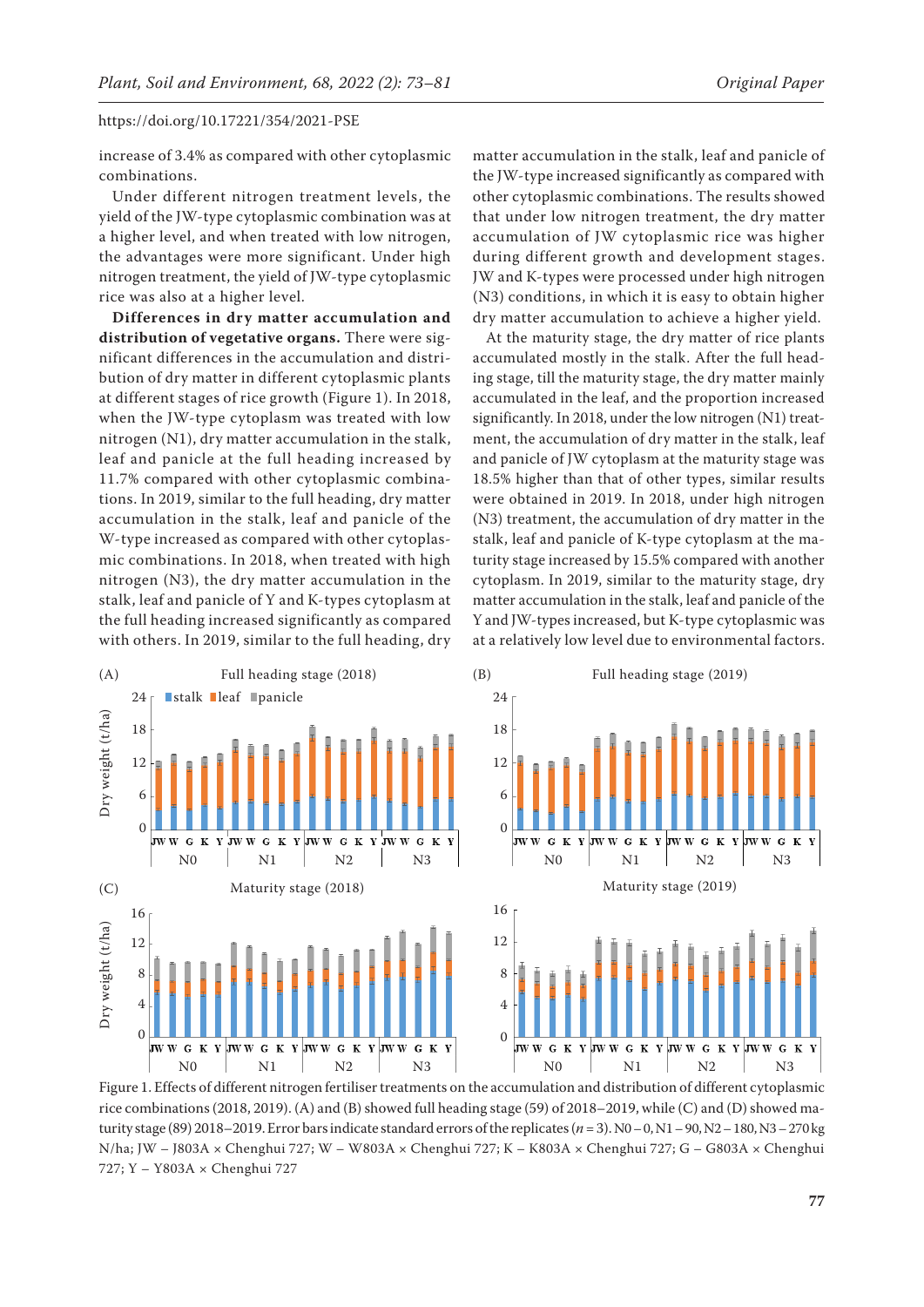increase of 3.4% as compared with other cytoplasmic combinations.

Under different nitrogen treatment levels, the yield of the JW-type cytoplasmic combination was at a higher level, and when treated with low nitrogen, the advantages were more significant. Under high nitrogen treatment, the yield of JW-type cytoplasmic rice was also at a higher level.

**Differences in dry matter accumulation and distribution of vegetative organs.** There were significant differences in the accumulation and distribution of dry matter in different cytoplasmic plants at different stages of rice growth (Figure 1). In 2018, when the JW-type cytoplasm was treated with low nitrogen (N1), dry matter accumulation in the stalk, leaf and panicle at the full heading increased by 11.7% compared with other cytoplasmic combinations. In 2019, similar to the full heading, dry matter accumulation in the stalk, leaf and panicle of the W-type increased as compared with other cytoplasmic combinations. In 2018, when treated with high nitrogen (N3), the dry matter accumulation in the stalk, leaf and panicle of Y and K-types cytoplasm at the full heading increased significantly as compared with others. In 2019, similar to the full heading, dry matter accumulation in the stalk, leaf and panicle of the JW-type increased significantly as compared with other cytoplasmic combinations. The results showed that under low nitrogen treatment, the dry matter accumulation of JW cytoplasmic rice was higher during different growth and development stages. JW and K-types were processed under high nitrogen (N3) conditions, in which it is easy to obtain higher dry matter accumulation to achieve a higher yield.

At the maturity stage, the dry matter of rice plants accumulated mostly in the stalk. After the full heading stage, till the maturity stage, the dry matter mainly accumulated in the leaf, and the proportion increased significantly. In 2018, under the low nitrogen (N1) treatment, the accumulation of dry matter in the stalk, leaf and panicle of JW cytoplasm at the maturity stage was 18.5% higher than that of other types, similar results were obtained in 2019. In 2018, under high nitrogen (N3) treatment, the accumulation of dry matter in the stalk, leaf and panicle of K-type cytoplasm at the maturity stage increased by 15.5% compared with another cytoplasm. In 2019, similar to the maturity stage, dry matter accumulation in the stalk, leaf and panicle of the Y and JW-types increased, but K-type cytoplasmic was at a relatively low level due to environmental factors.

Figure 1. Effects of different nitrogen fertiliser treatments on the accumulation and distribution of different cytoplasmic rice combinations (2018, 2019). (A) and (B) showed full heading stage (59) of 2018–2019, while (C) and (D) showed maturity stage (89) 2018–2019. Error bars indicate standard errors of the replicates ($n = 3$). N0 – 0, N1 – 90, N2 – 180, N3 – 270 kg N/ha; JW – J803A × Chenghui 727; W – W803A × Chenghui 727; K – K803A × Chenghui 727; G – G803A × Chenghui 727; Y – Y803A × Chenghui 727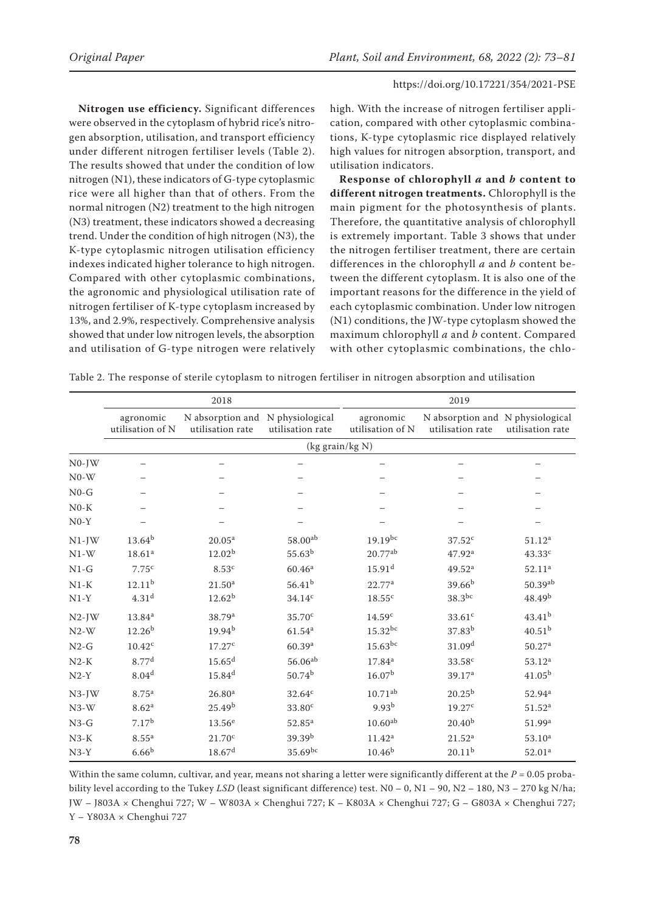**Nitrogen use efficiency.** Significant differences were observed in the cytoplasm of hybrid rice's nitrogen absorption, utilisation, and transport efficiency under different nitrogen fertiliser levels (Table 2). The results showed that under the condition of low nitrogen (N1), these indicators of G-type cytoplasmic rice were all higher than that of others. From the normal nitrogen (N2) treatment to the high nitrogen (N3) treatment, these indicators showed a decreasing trend. Under the condition of high nitrogen (N3), the K-type cytoplasmic nitrogen utilisation efficiency indexes indicated higher tolerance to high nitrogen. Compared with other cytoplasmic combinations, the agronomic and physiological utilisation rate of nitrogen fertiliser of K-type cytoplasm increased by 13%, and 2.9%, respectively. Comprehensive analysis showed that under low nitrogen levels, the absorption and utilisation of G-type nitrogen were relatively high. With the increase of nitrogen fertiliser application, compared with other cytoplasmic combinations, K-type cytoplasmic rice displayed relatively high values for nitrogen absorption, transport, and utilisation indicators.

**Response of chlorophyll *a* and *b* content to different nitrogen treatments.** Chlorophyll is the main pigment for the photosynthesis of plants. Therefore, the quantitative analysis of chlorophyll is extremely important. Table 3 shows that under the nitrogen fertiliser treatment, there are certain differences in the chlorophyll *a* and *b* content between the different cytoplasm. It is also one of the important reasons for the difference in the yield of each cytoplasmic combination. Under low nitrogen (N1) conditions, the JW-type cytoplasm showed the maximum chlorophyll *a* and *b* content. Compared with other cytoplasmic combinations, the chlo-

Table 2. The response of sterile cytoplasm to nitrogen fertiliser in nitrogen absorption and utilisation

| | 2018 | | | 2019 | | |
|---|---|---|---|---|---|---|
| | agronomic utilisation of N | N absorption and utilisation rate | N physiological utilisation rate | agronomic utilisation of N | N absorption and utilisation rate | N physiological utilisation rate |
| | (kg grain/kg N) | | | | | |
| N0-JW | – | – | – | – | – | – |
| N0-W | – | – | – | – | – | – |
| N0-G | – | – | – | – | – | – |
| N0-K | – | – | – | – | – | – |
| N0-Y | – | – | – | – | – | – |
| N1-JW | 13.64[b] | 20.05[a] | 58.00[ab] | 19.19[bc] | 37.52[c] | 51.12[a] |
| N1-W | 18.61[a] | 12.02[b] | 55.63[b] | 20.77[ab] | 47.92[a] | 43.33[c] |
| N1-G | 7.75[c] | 8.53[c] | 60.46[a] | 15.91[d] | 49.52[a] | 52.11[a] |
| N1-K | 12.11[b] | 21.50[a] | 56.41[b] | 22.77[a] | 39.66[b] | 50.39[ab] |
| N1-Y | 4.31[d] | 12.62[b] | 34.14[c] | 18.55[c] | 38.3[bc] | 48.49[b] |
| N2-JW | 13.84[a] | 38.79[a] | 35.70[c] | 14.59[c] | 33.61[c] | 43.41[b] |
| N2-W | 12.26[b] | 19.94[b] | 61.54[a] | 15.32[bc] | 37.83[b] | 40.51[b] |
| N2-G | 10.42[c] | 17.27[c] | 60.39[a] | 15.63[bc] | 31.09[d] | 50.27[a] |
| N2-K | 8.77[d] | 15.65[d] | 56.06[ab] | 17.84[a] | 33.58[c] | 53.12[a] |
| N2-Y | 8.04[d] | 15.84[d] | 50.74[b] | 16.07[b] | 39.17[a] | 41.05[b] |
| N3-JW | 8.75[a] | 26.80[a] | 32.64[c] | 10.71[ab] | 20.25[b] | 52.94[a] |
| N3-W | 8.62[a] | 25.49[b] | 33.80[c] | 9.93[b] | 19.27[c] | 51.52[a] |
| N3-G | 7.17[b] | 13.56[e] | 52.85[a] | 10.60[ab] | 20.40[b] | 51.99[a] |
| N3-K | 8.55[a] | 21.70[c] | 39.39[b] | 11.42[a] | 21.52[a] | 53.10[a] |
| N3-Y | 6.66[b] | 18.67[d] | 35.69[bc] | 10.46[b] | 20.11[b] | 52.01[a] |

Within the same column, cultivar, and year, means not sharing a letter were significantly different at the $P = 0.05$ probability level according to the Tukey *LSD* (least significant difference) test. N0 – 0, N1 – 90, N2 – 180, N3 – 270 kg N/ha; JW – J803A × Chenghui 727; W – W803A × Chenghui 727; K – K803A × Chenghui 727; G – G803A × Chenghui 727; Y – Y803A × Chenghui 727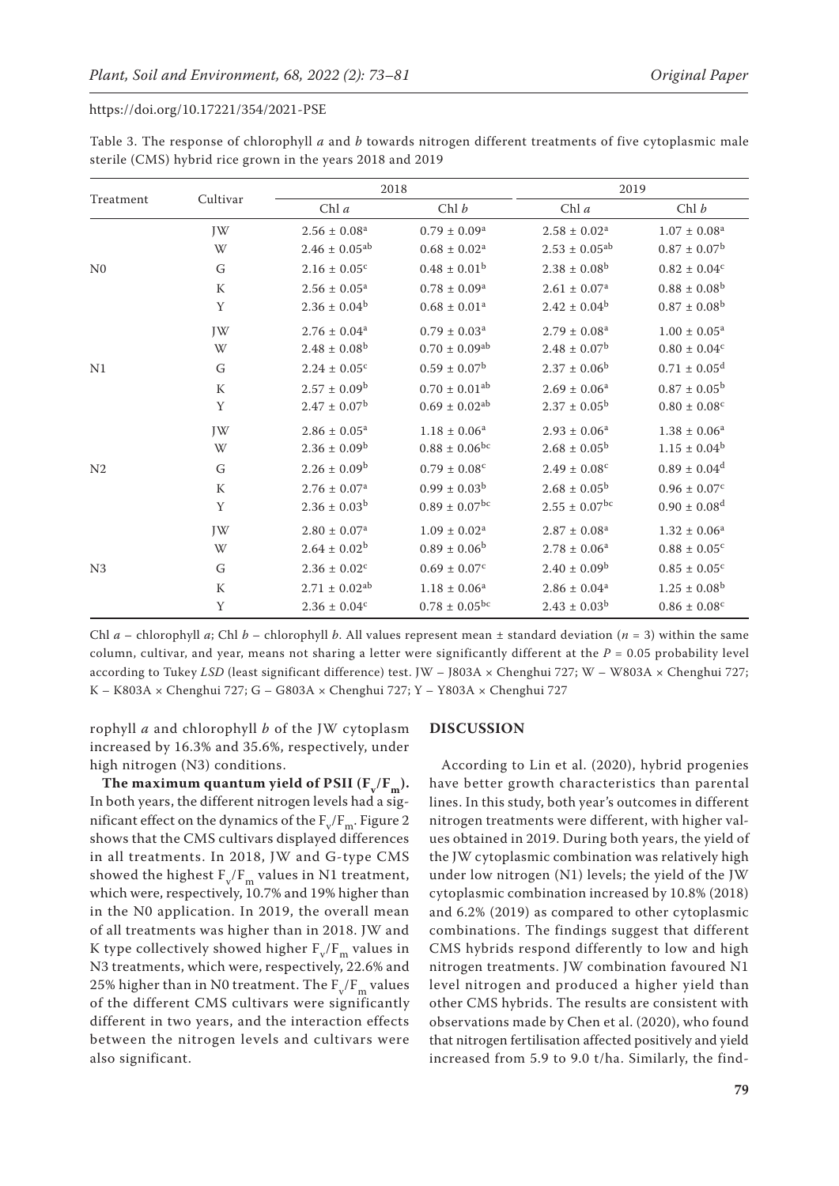Table 3. The response of chlorophyll *a* and *b* towards nitrogen different treatments of five cytoplasmic male sterile (CMS) hybrid rice grown in the years 2018 and 2019

| Treatment | Cultivar | 2018 | | 2019 | |
|---|---|---|---|---|---|
| | | Chl *a* | Chl *b* | Chl *a* | Chl *b* |
| N0 | JW | $2.56 \pm 0.08^{a}$ | $0.79 \pm 0.09^{a}$ | $2.58 \pm 0.02^{a}$ | $1.07 \pm 0.08^{a}$ |
| | W | $2.46 \pm 0.05^{ab}$ | $0.68 \pm 0.02^{a}$ | $2.53 \pm 0.05^{ab}$ | $0.87 \pm 0.07^{b}$ |
| | G | $2.16 \pm 0.05^{c}$ | $0.48 \pm 0.01^{b}$ | $2.38 \pm 0.08^{b}$ | $0.82 \pm 0.04^{c}$ |
| | K | $2.56 \pm 0.05^{a}$ | $0.78 \pm 0.09^{a}$ | $2.61 \pm 0.07^{a}$ | $0.88 \pm 0.08^{b}$ |
| | Y | $2.36 \pm 0.04^{b}$ | $0.68 \pm 0.01^{a}$ | $2.42 \pm 0.04^{b}$ | $0.87 \pm 0.08^{b}$ |
| N1 | JW | $2.76 \pm 0.04^{a}$ | $0.79 \pm 0.03^{a}$ | $2.79 \pm 0.08^{a}$ | $1.00 \pm 0.05^{a}$ |
| | W | $2.48 \pm 0.08^{b}$ | $0.70 \pm 0.09^{ab}$ | $2.48 \pm 0.07^{b}$ | $0.80 \pm 0.04^{c}$ |
| | G | $2.24 \pm 0.05^{c}$ | $0.59 \pm 0.07^{b}$ | $2.37 \pm 0.06^{b}$ | $0.71 \pm 0.05^{d}$ |
| | K | $2.57 \pm 0.09^{b}$ | $0.70 \pm 0.01^{ab}$ | $2.69 \pm 0.06^{a}$ | $0.87 \pm 0.05^{b}$ |
| | Y | $2.47 \pm 0.07^{b}$ | $0.69 \pm 0.02^{ab}$ | $2.37 \pm 0.05^{b}$ | $0.80 \pm 0.08^{c}$ |
| N2 | JW | $2.86 \pm 0.05^{a}$ | $1.18 \pm 0.06^{a}$ | $2.93 \pm 0.06^{a}$ | $1.38 \pm 0.06^{a}$ |
| | W | $2.36 \pm 0.09^{b}$ | $0.88 \pm 0.06^{bc}$ | $2.68 \pm 0.05^{b}$ | $1.15 \pm 0.04^{b}$ |
| | G | $2.26 \pm 0.09^{b}$ | $0.79 \pm 0.08^{c}$ | $2.49 \pm 0.08^{c}$ | $0.89 \pm 0.04^{d}$ |
| | K | $2.76 \pm 0.07^{a}$ | $0.99 \pm 0.03^{b}$ | $2.68 \pm 0.05^{b}$ | $0.96 \pm 0.07^{c}$ |
| | Y | $2.36 \pm 0.03^{b}$ | $0.89 \pm 0.07^{bc}$ | $2.55 \pm 0.07^{bc}$ | $0.90 \pm 0.08^{d}$ |
| N3 | JW | $2.80 \pm 0.07^{a}$ | $1.09 \pm 0.02^{a}$ | $2.87 \pm 0.08^{a}$ | $1.32 \pm 0.06^{a}$ |
| | W | $2.64 \pm 0.02^{b}$ | $0.89 \pm 0.06^{b}$ | $2.78 \pm 0.06^{a}$ | $0.88 \pm 0.05^{c}$ |
| | G | $2.36 \pm 0.02^{c}$ | $0.69 \pm 0.07^{c}$ | $2.40 \pm 0.09^{b}$ | $0.85 \pm 0.05^{c}$ |
| | K | $2.71 \pm 0.02^{ab}$ | $1.18 \pm 0.06^{a}$ | $2.86 \pm 0.04^{a}$ | $1.25 \pm 0.08^{b}$ |
| | Y | $2.36 \pm 0.04^{c}$ | $0.78 \pm 0.05^{bc}$ | $2.43 \pm 0.03^{b}$ | $0.86 \pm 0.08^{c}$ |

Chl *a* – chlorophyll *a*; Chl *b* – chlorophyll *b*. All values represent mean ± standard deviation ($n = 3$) within the same column, cultivar, and year, means not sharing a letter were significantly different at the $P = 0.05$ probability level according to Tukey *LSD* (least significant difference) test. JW – J803A × Chenghui 727; W – W803A × Chenghui 727; K – K803A × Chenghui 727; G – G803A × Chenghui 727; Y – Y803A × Chenghui 727

rophyll *a* and chlorophyll *b* of the JW cytoplasm increased by 16.3% and 35.6%, respectively, under high nitrogen (N3) conditions.

**The maximum quantum yield of PSII ($F_v/F_m$).** In both years, the different nitrogen levels had a significant effect on the dynamics of the $F_v/F_m$. Figure 2 shows that the CMS cultivars displayed differences in all treatments. In 2018, JW and G-type CMS showed the highest $F_v/F_m$ values in N1 treatment, which were, respectively, 10.7% and 19% higher than in the N0 application. In 2019, the overall mean of all treatments was higher than in 2018. JW and K type collectively showed higher $F_v/F_m$ values in N3 treatments, which were, respectively, 22.6% and 25% higher than in N0 treatment. The $F_v/F_m$ values of the different CMS cultivars were significantly different in two years, and the interaction effects between the nitrogen levels and cultivars were also significant.

## DISCUSSION

According to Lin et al. (2020), hybrid progenies have better growth characteristics than parental lines. In this study, both year's outcomes in different nitrogen treatments were different, with higher values obtained in 2019. During both years, the yield of the JW cytoplasmic combination was relatively high under low nitrogen (N1) levels; the yield of the JW cytoplasmic combination increased by 10.8% (2018) and 6.2% (2019) as compared to other cytoplasmic combinations. The findings suggest that different CMS hybrids respond differently to low and high nitrogen treatments. JW combination favoured N1 level nitrogen and produced a higher yield than other CMS hybrids. The results are consistent with observations made by Chen et al. (2020), who found that nitrogen fertilisation affected positively and yield increased from 5.9 to 9.0 t/ha. Similarly, the find-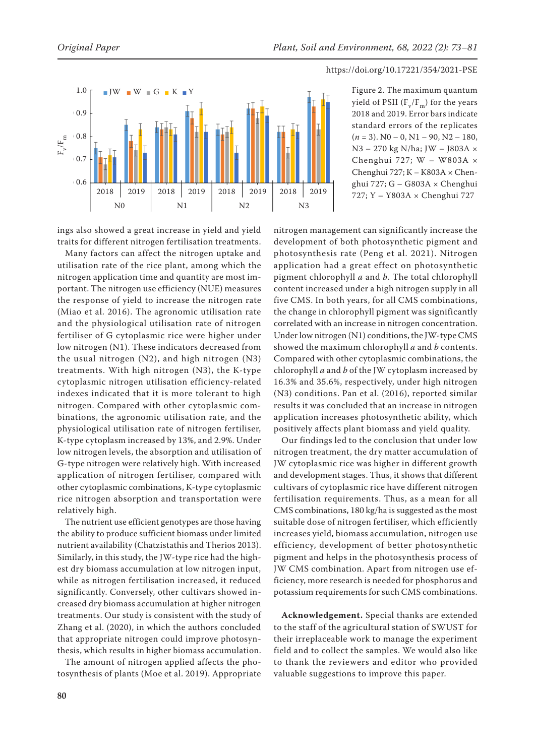Figure 2. The maximum quantum yield of PSII ($F_v/F_m$) for the years 2018 and 2019. Error bars indicate standard errors of the replicates ($n$ = 3). N0 – 0, N1 – 90, N2 – 180, N3 – 270 kg N/ha; JW – J803A × Chenghui 727; W – W803A × Chenghui 727; K – K803A × Chenghui 727; G – G803A × Chenghui 727; Y – Y803A × Chenghui 727

ings also showed a great increase in yield and yield traits for different nitrogen fertilisation treatments.

Many factors can affect the nitrogen uptake and utilisation rate of the rice plant, among which the nitrogen application time and quantity are most important. The nitrogen use efficiency (NUE) measures the response of yield to increase the nitrogen rate (Miao et al. 2016). The agronomic utilisation rate and the physiological utilisation rate of nitrogen fertiliser of G cytoplasmic rice were higher under low nitrogen (N1). These indicators decreased from the usual nitrogen (N2), and high nitrogen (N3) treatments. With high nitrogen (N3), the K-type cytoplasmic nitrogen utilisation efficiency-related indexes indicated that it is more tolerant to high nitrogen. Compared with other cytoplasmic combinations, the agronomic utilisation rate, and the physiological utilisation rate of nitrogen fertiliser, K-type cytoplasm increased by 13%, and 2.9%. Under low nitrogen levels, the absorption and utilisation of G-type nitrogen were relatively high. With increased application of nitrogen fertiliser, compared with other cytoplasmic combinations, K-type cytoplasmic rice nitrogen absorption and transportation were relatively high.

The nutrient use efficient genotypes are those having the ability to produce sufficient biomass under limited nutrient availability (Chatzistathis and Therios 2013). Similarly, in this study, the JW-type rice had the highest dry biomass accumulation at low nitrogen input, while as nitrogen fertilisation increased, it reduced significantly. Conversely, other cultivars showed increased dry biomass accumulation at higher nitrogen treatments. Our study is consistent with the study of Zhang et al. (2020), in which the authors concluded that appropriate nitrogen could improve photosynthesis, which results in higher biomass accumulation.

The amount of nitrogen applied affects the photosynthesis of plants (Moe et al. 2019). Appropriate nitrogen management can significantly increase the development of both photosynthetic pigment and photosynthesis rate (Peng et al. 2021). Nitrogen application had a great effect on photosynthetic pigment chlorophyll *a* and *b*. The total chlorophyll content increased under a high nitrogen supply in all five CMS. In both years, for all CMS combinations, the change in chlorophyll pigment was significantly correlated with an increase in nitrogen concentration. Under low nitrogen (N1) conditions, the JW-type CMS showed the maximum chlorophyll *a* and *b* contents. Compared with other cytoplasmic combinations, the chlorophyll *a* and *b* of the JW cytoplasm increased by 16.3% and 35.6%, respectively, under high nitrogen (N3) conditions. Pan et al. (2016), reported similar results it was concluded that an increase in nitrogen application increases photosynthetic ability, which positively affects plant biomass and yield quality.

Our findings led to the conclusion that under low nitrogen treatment, the dry matter accumulation of JW cytoplasmic rice was higher in different growth and development stages. Thus, it shows that different cultivars of cytoplasmic rice have different nitrogen fertilisation requirements. Thus, as a mean for all CMS combinations, 180 kg/ha is suggested as the most suitable dose of nitrogen fertiliser, which efficiently increases yield, biomass accumulation, nitrogen use efficiency, development of better photosynthetic pigment and helps in the photosynthesis process of JW CMS combination. Apart from nitrogen use efficiency, more research is needed for phosphorus and potassium requirements for such CMS combinations.

**Acknowledgement.** Special thanks are extended to the staff of the agricultural station of SWUST for their irreplaceable work to manage the experiment field and to collect the samples. We would also like to thank the reviewers and editor who provided valuable suggestions to improve this paper.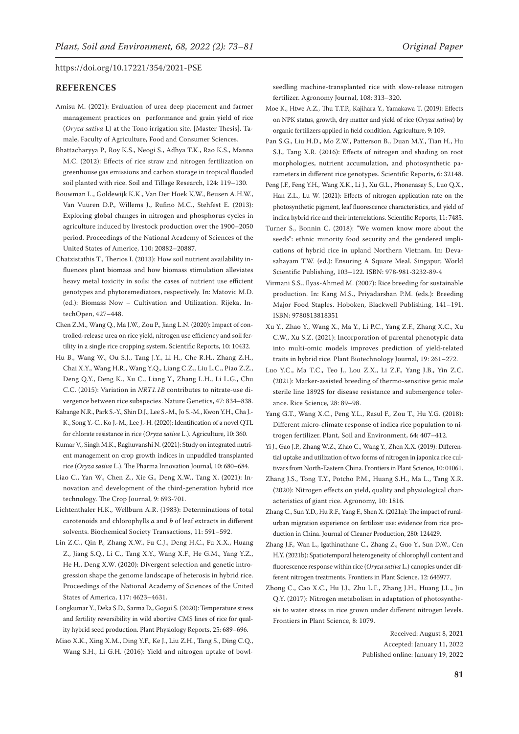## REFERENCES

Amisu M. (2021): Evaluation of urea deep placement and farmer management practices on performance and grain yield of rice (*Oryza sativa* L) at the Tono irrigation site. [Master Thesis]. Tamale, Faculty of Agriculture, Food and Consumer Sciences.

Bhattacharyya P., Roy K.S., Neogi S., Adhya T.K., Rao K.S., Manna M.C. (2012): Effects of rice straw and nitrogen fertilization on greenhouse gas emissions and carbon storage in tropical flooded soil planted with rice. Soil and Tillage Research, 124: 119–130.

Bouwman L., Goldewijk K.K., Van Der Hoek K.W., Beusen A.H.W., Van Vuuren D.P., Willems J., Rufino M.C., Stehfest E. (2013): Exploring global changes in nitrogen and phosphorus cycles in agriculture induced by livestock production over the 1900–2050 period. Proceedings of the National Academy of Sciences of the United States of America, 110: 20882–20887.

Chatzistathis T., Therios I. (2013): How soil nutrient availability influences plant biomass and how biomass stimulation alleviates heavy metal toxicity in soils: the cases of nutrient use efficient genotypes and phytoremediators, respectively. In: Matovic M.D. (ed.): Biomass Now – Cultivation and Utilization. Rijeka, InTechOpen, 427–448.

Chen Z.M., Wang Q., Ma J.W., Zou P., Jiang L.N. (2020): Impact of controlled-release urea on rice yield, nitrogen use efficiency and soil fertility in a single rice cropping system. Scientific Reports, 10: 10432.

Hu B., Wang W., Ou S.J., Tang J.Y., Li H., Che R.H., Zhang Z.H., Chai X.Y., Wang H.R., Wang Y.Q., Liang C.Z., Liu L.C., Piao Z.Z., Deng Q.Y., Deng K., Xu C., Liang Y., Zhang L.H., Li L.G., Chu C.C. (2015): Variation in *NRT1.1B* contributes to nitrate-use divergence between rice subspecies. Nature Genetics, 47: 834–838.

Kabange N.R., Park S.-Y., Shin D.J., Lee S.-M., Jo S.-M., Kwon Y.H., Cha J.-K., Song Y.-C., Ko J.-M., Lee J.-H. (2020): Identification of a novel QTL for chlorate resistance in rice (*Oryza sativa* L.). Agriculture, 10: 360.

Kumar V., Singh M.K., Raghuvanshi N. (2021): Study on integrated nutrient management on crop growth indices in unpuddled transplanted rice (*Oryza sativa* L.). The Pharma Innovation Journal, 10: 680–684.

Liao C., Yan W., Chen Z., Xie G., Deng X.W., Tang X. (2021): Innovation and development of the third-generation hybrid rice technology. The Crop Journal, 9: 693-701.

Lichtenthaler H.K., Wellburn A.R. (1983): Determinations of total carotenoids and chlorophylls *a* and *b* of leaf extracts in different solvents. Biochemical Society Transactions, 11: 591–592.

Lin Z.C., Qin P., Zhang X.W., Fu C.J., Deng H.C., Fu X.X., Huang Z., Jiang S.Q., Li C., Tang X.Y., Wang X.F., He G.M., Yang Y.Z., He H., Deng X.W. (2020): Divergent selection and genetic introgression shape the genome landscape of heterosis in hybrid rice. Proceedings of the National Academy of Sciences of the United States of America, 117: 4623–4631.

Longkumar Y., Deka S.D., Sarma D., Gogoi S. (2020): Temperature stress and fertility reversibility in wild abortive CMS lines of rice for quality hybrid seed production. Plant Physiology Reports, 25: 689–696.

Miao X.K., Xing X.M., Ding Y.F., Ke J., Liu Z.H., Tang S., Ding C.Q., Wang S.H., Li G.H. (2016): Yield and nitrogen uptake of bowl-seedling machine-transplanted rice with slow-release nitrogen fertilizer. Agronomy Journal, 108: 313–320.

Moe K., Htwe A.Z., Thu T.T.P., Kajihara Y., Yamakawa T. (2019): Effects on NPK status, growth, dry matter and yield of rice (*Oryza sativa*) by organic fertilizers applied in field condition. Agriculture, 9: 109.

Pan S.G., Liu H.D., Mo Z.W., Patterson B., Duan M.Y., Tian H., Hu S.J., Tang X.R. (2016): Effects of nitrogen and shading on root morphologies, nutrient accumulation, and photosynthetic parameters in different rice genotypes. Scientific Reports, 6: 32148.

Peng J.F., Feng Y.H., Wang X.K., Li J., Xu G.L., Phonenasay S., Luo Q.X., Han Z.L., Lu W. (2021): Effects of nitrogen application rate on the photosynthetic pigment, leaf fluorescence characteristics, and yield of indica hybrid rice and their interrelations. Scientific Reports, 11: 7485.

Turner S., Bonnin C. (2018): "We women know more about the seeds": ethnic minority food security and the gendered implications of hybrid rice in upland Northern Vietnam. In: Devasahayam T.W. (ed.): Ensuring A Square Meal. Singapur, World Scientific Publishing, 103–122. ISBN: 978-981-3232-89-4

Virmani S.S., Ilyas-Ahmed M. (2007): Rice breeding for sustainable production. In: Kang M.S., Priyadarshan P.M. (eds.): Breeding Major Food Staples. Hoboken, Blackwell Publishing, 141–191. ISBN: 9780813818351

Xu Y., Zhao Y., Wang X., Ma Y., Li P.C., Yang Z.F., Zhang X.C., Xu C.W., Xu S.Z. (2021): Incorporation of parental phenotypic data into multi-omic models improves prediction of yield-related traits in hybrid rice. Plant Biotechnology Journal, 19: 261–272.

Luo Y.C., Ma T.C., Teo J., Lou Z.X., Li Z.F., Yang J.B., Yin Z.C. (2021): Marker-assisted breeding of thermo-sensitive genic male sterile line 1892S for disease resistance and submergence tolerance. Rice Science, 28: 89–98.

Yang G.T., Wang X.C., Peng Y.L., Rasul F., Zou T., Hu Y.G. (2018): Different micro-climate response of indica rice population to nitrogen fertilizer. Plant, Soil and Environment, 64: 407–412.

Yi J., Gao J.P., Zhang W.Z., Zhao C., Wang Y., Zhen X.X. (2019): Differential uptake and utilization of two forms of nitrogen in japonica rice cultivars from North-Eastern China. Frontiers in Plant Science, 10: 01061.

Zhang J.S., Tong T.Y., Potcho P.M., Huang S.H., Ma L., Tang X.R. (2020): Nitrogen effects on yield, quality and physiological characteristics of giant rice. Agronomy, 10: 1816.

Zhang C., Sun Y.D., Hu R.F., Yang F., Shen X. (2021a): The impact of rural-urban migration experience on fertilizer use: evidence from rice production in China. Journal of Cleaner Production, 280: 124429.

Zhang J.F., Wan L., Igathinathane C., Zhang Z., Guo Y., Sun D.W., Cen H.Y. (2021b): Spatiotemporal heterogeneity of chlorophyll content and fluorescence response within rice (*Oryza sativa* L.) canopies under different nitrogen treatments. Frontiers in Plant Science, 12: 645977.

Zhong C., Cao X.C., Hu J.J., Zhu L.F., Zhang J.H., Huang J.L., Jin Q.Y. (2017): Nitrogen metabolism in adaptation of photosynthesis to water stress in rice grown under different nitrogen levels. Frontiers in Plant Science, 8: 1079.

Received: August 8, 2021
Accepted: January 11, 2022
Published online: January 19, 2022